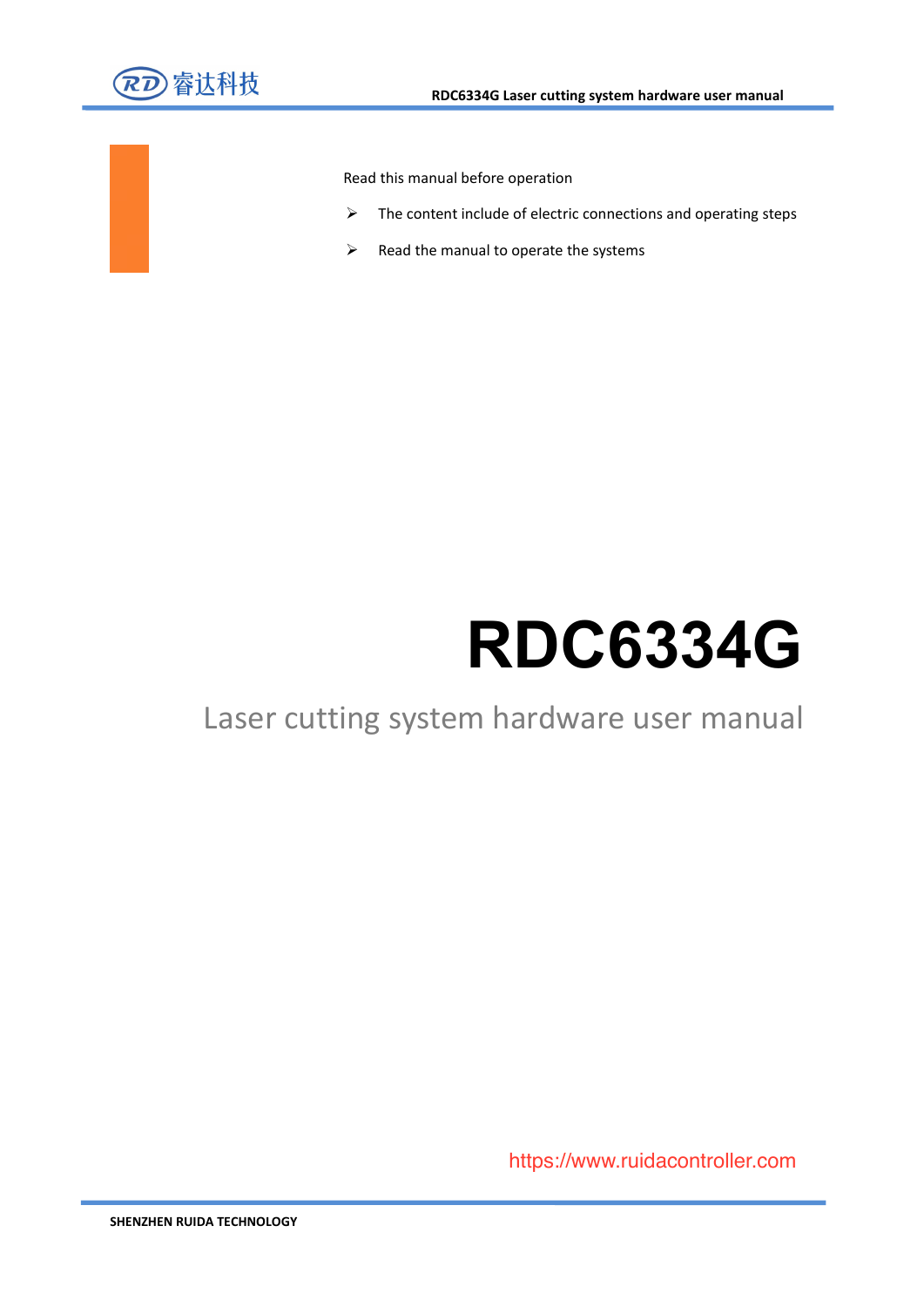Read this manual before operation

- The content include of electric connections and operating steps
- Read the manual to operate the systems

# RDC6334G

## Laser cutting system hardware user manual

https://www.ruidacontroller.com

SHENZHEN RUIDA TECHNOLOGY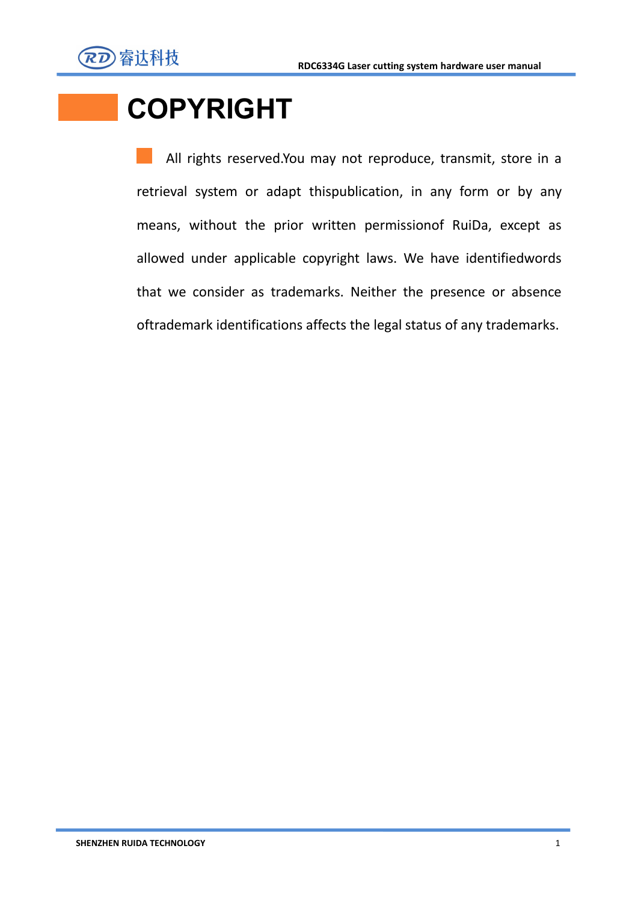# COPYRIGHT

- All rights reserved.You may not reproduce, transmit, store in a retrieval system or adapt thispublication, in any form or by any means, without the prior written permissionof RuiDa, except as allowed under applicable copyright laws. We have identifiedwords that we consider as trademarks. Neither the presence or absence oftrademark identifications affects the legal status of any trademarks.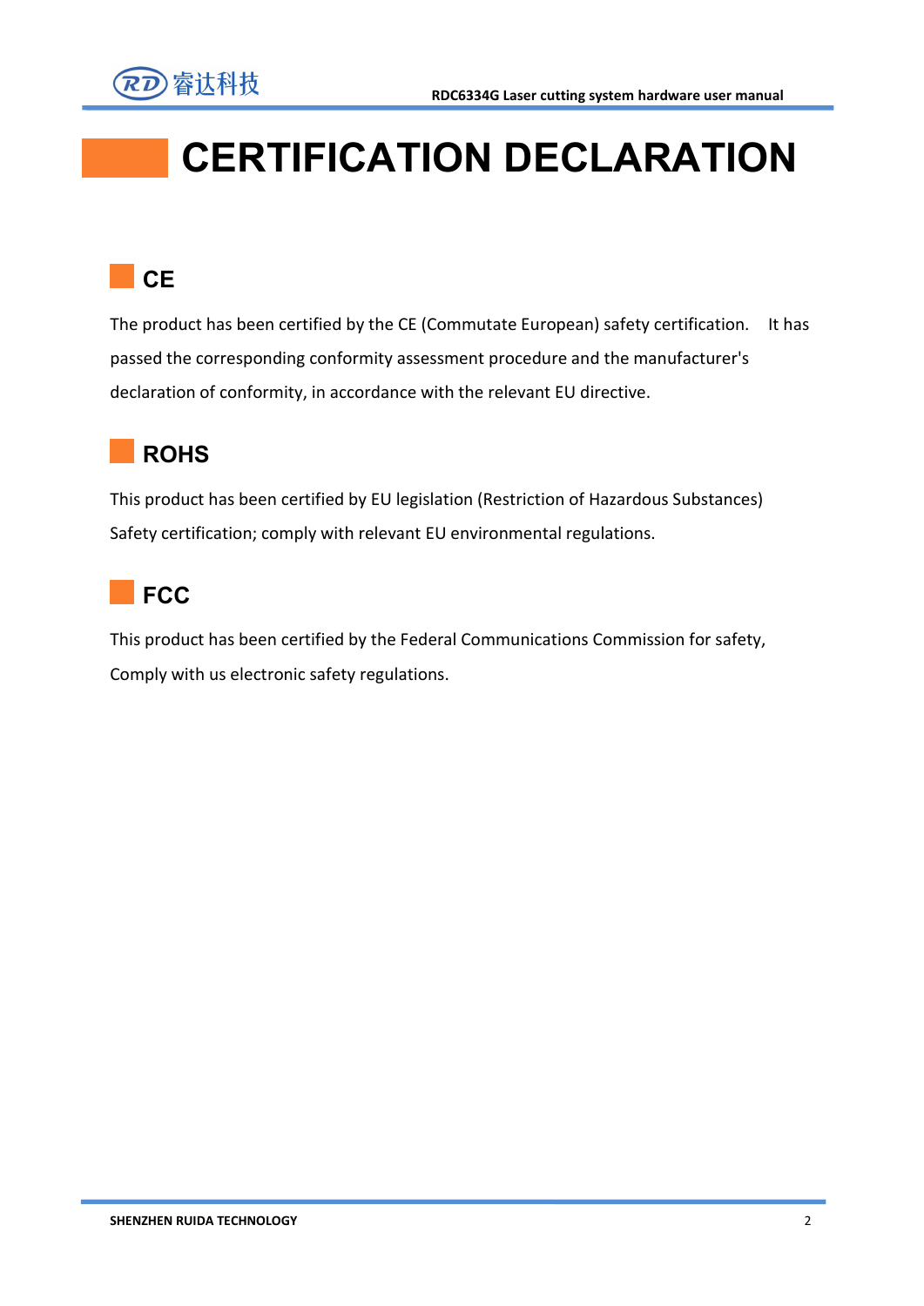# CERTIFICATION DECLARATION

## CE

The product has been certified by the CE (Commutate European) safety certification. It has passed the corresponding conformity assessment procedure and the manufacturer's declaration of conformity, in accordance with the relevant EU directive.

## ROHS

This product has been certified by EU legislation (Restriction of Hazardous Substances) Safety certification; comply with relevant EU environmental regulations.

## FCC

This product has been certified by the Federal Communications Commission for safety, Comply with us electronic safety regulations.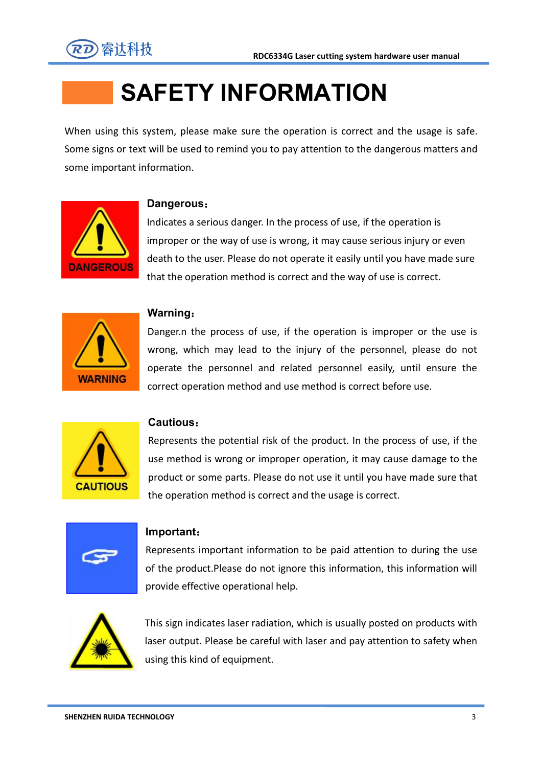# SAFETY INFORMATION

When using this system, please make sure the operation is correct and the usage is safe. Some signs or text will be used to remind you to pay attention to the dangerous matters and some important information.

**Dangerous：**

Indicates a serious danger. In the process of use, if the operation is improper or the way of use is wrong, it may cause serious injury or even death to the user. Please do not operate it easily until you have made sure that the operation method is correct and the way of use is correct.

**Warning：**

Danger.n the process of use, if the operation is improper or the use is wrong, which may lead to the injury of the personnel, please do not operate the personnel and related personnel easily, until ensure the correct operation method and use method is correct before use.

**Cautious：**

Represents the potential risk of the product. In the process of use, if the use method is wrong or improper operation, it may cause damage to the product or some parts. Please do not use it until you have made sure that the operation method is correct and the usage is correct.

**Important：**

Represents important information to be paid attention to during the use of the product.Please do not ignore this information, this information will provide effective operational help.

This sign indicates laser radiation, which is usually posted on products with laser output. Please be careful with laser and pay attention to safety when using this kind of equipment.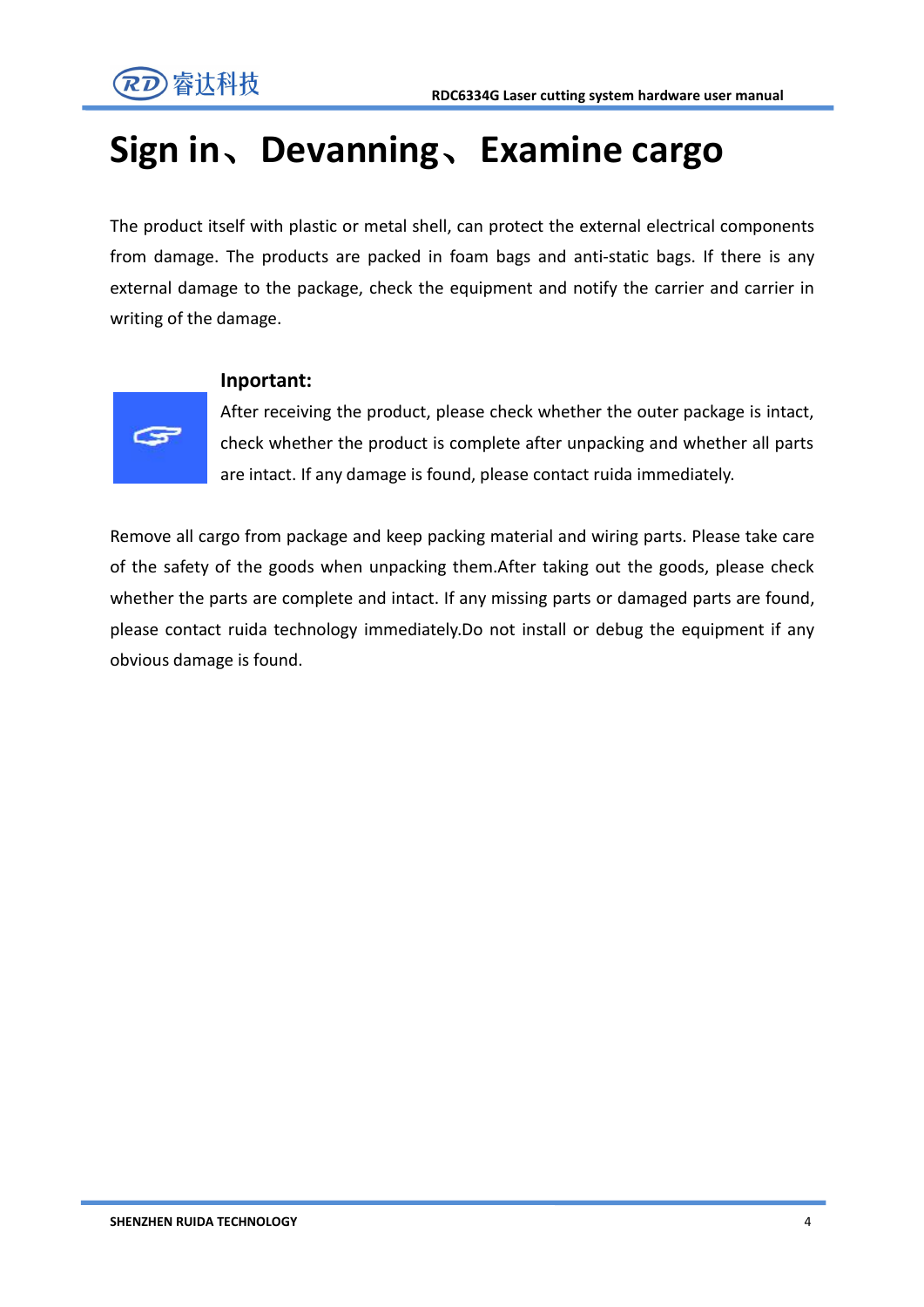# Sign in、Devanning、Examine cargo

The product itself with plastic or metal shell, can protect the external electrical components from damage. The products are packed in foam bags and anti-static bags. If there is any external damage to the package, check the equipment and notify the carrier and carrier in writing of the damage.

**Inportant:**

After receiving the product, please check whether the outer package is intact, check whether the product is complete after unpacking and whether all parts are intact. If any damage is found, please contact ruida immediately.

Remove all cargo from package and keep packing material and wiring parts. Please take care of the safety of the goods when unpacking them.After taking out the goods, please check whether the parts are complete and intact. If any missing parts or damaged parts are found, please contact ruida technology immediately.Do not install or debug the equipment if any obvious damage is found.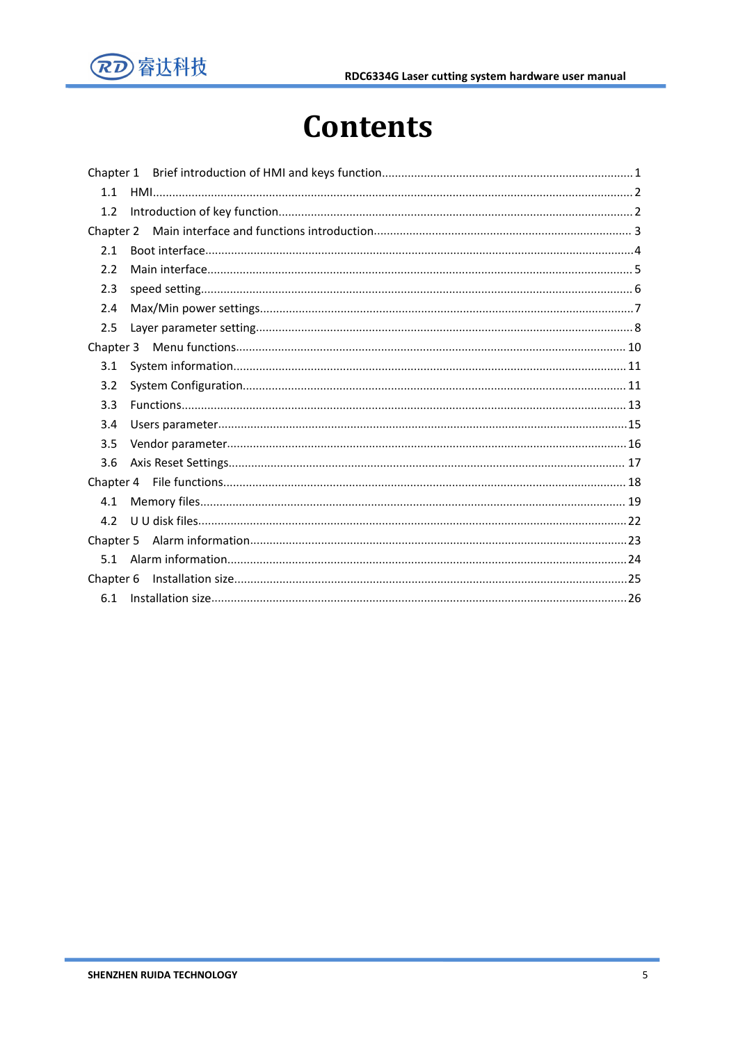# Contents

Chapter 1 Brief introduction of HMI and keys function .......... 1

- 1.1 HMI .......... 2
- 1.2 Introduction of key function .......... 2

Chapter 2 Main interface and functions introduction .......... 3

- 2.1 Boot interface .......... 4
- 2.2 Main interface .......... 5
- 2.3 speed setting .......... 6
- 2.4 Max/Min power settings .......... 7
- 2.5 Layer parameter setting .......... 8

Chapter 3 Menu functions .......... 10

- 3.1 System information .......... 11
- 3.2 System Configuration .......... 11
- 3.3 Functions .......... 13
- 3.4 Users parameter .......... 15
- 3.5 Vendor parameter .......... 16
- 3.6 Axis Reset Settings .......... 17

Chapter 4 File functions .......... 18

- 4.1 Memory files .......... 19
- 4.2 U U disk files .......... 22

Chapter 5 Alarm information .......... 23

- 5.1 Alarm information .......... 24

Chapter 6 Installation size .......... 25

- 6.1 Installation size .......... 26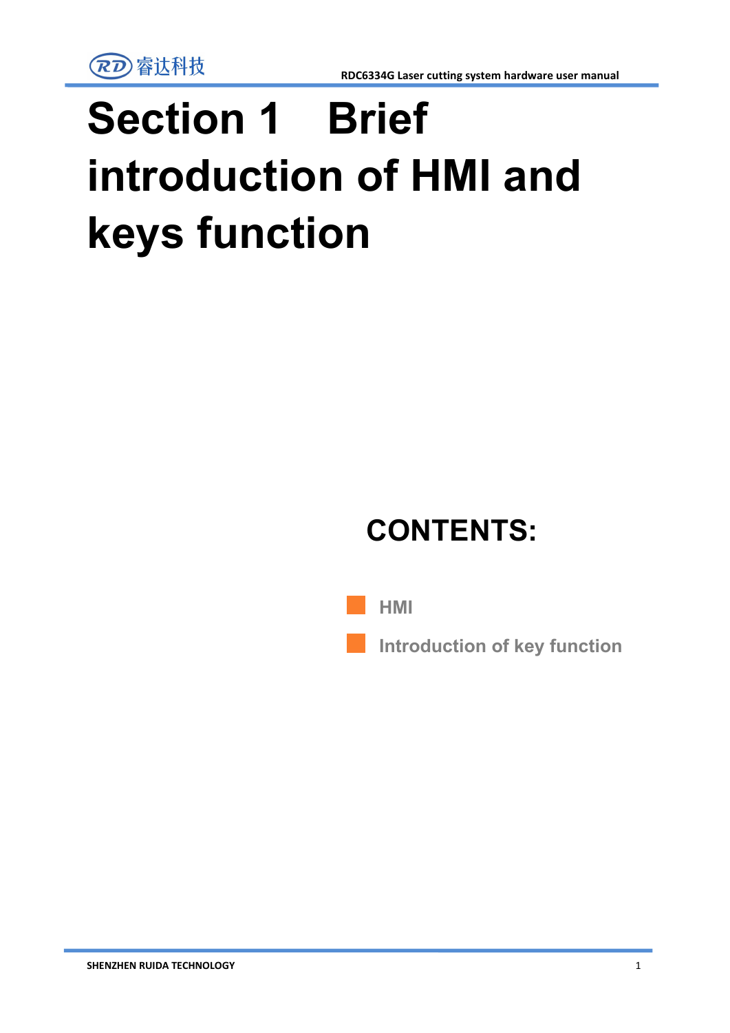# Section 1 Brief introduction of HMI and keys function

## CONTENTS:

- HMI
- Introduction of key function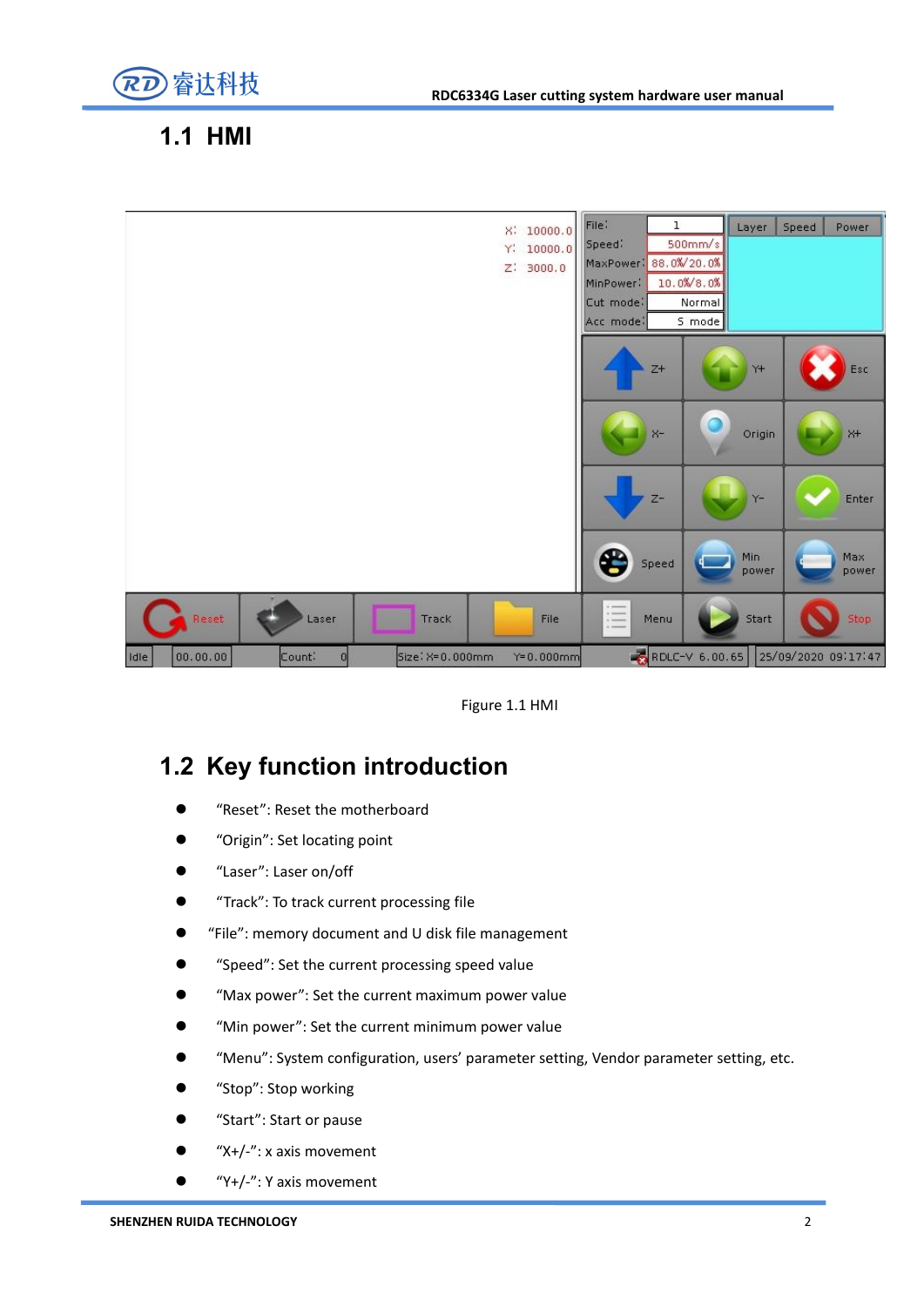## 1.1 HMI

Figure 1.1 HMI

## 1.2 Key function introduction

- “Reset”: Reset the motherboard
- “Origin”: Set locating point
- “Laser”: Laser on/off
- “Track”: To track current processing file
- “File”: memory document and U disk file management
- “Speed”: Set the current processing speed value
- “Max power”: Set the current maximum power value
- “Min power”: Set the current minimum power value
- “Menu”: System configuration, users’ parameter setting, Vendor parameter setting, etc.
- “Stop”: Stop working
- “Start”: Start or pause
- “X+/-”: x axis movement
- “Y+/-”: Y axis movement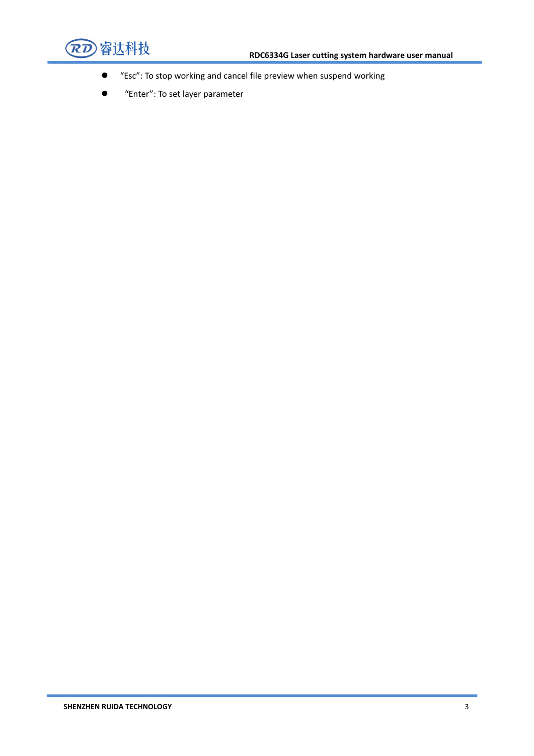- "Esc": To stop working and cancel file preview when suspend working
- "Enter": To set layer parameter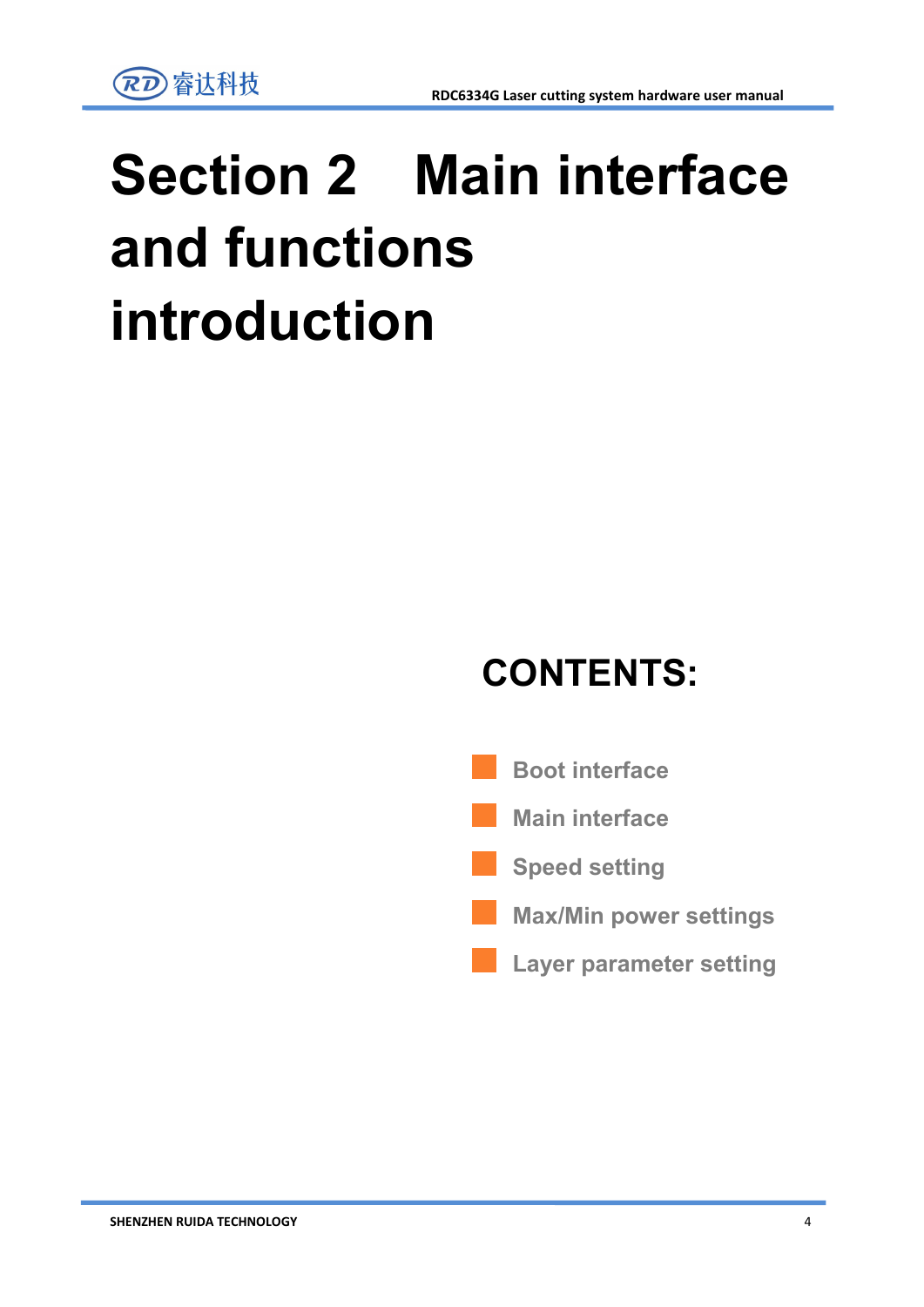# Section 2 Main interface and functions introduction

## CONTENTS:

- Boot interface
- Main interface
- Speed setting
- Max/Min power settings
- Layer parameter setting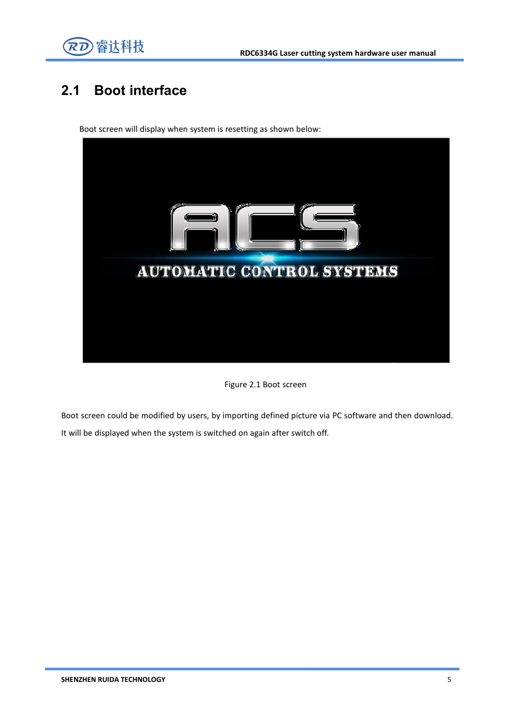## 2.1 Boot interface

Boot screen will display when system is resetting as shown below:

Figure 2.1 Boot screen

Boot screen could be modified by users, by importing defined picture via PC software and then download. It will be displayed when the system is switched on again after switch off.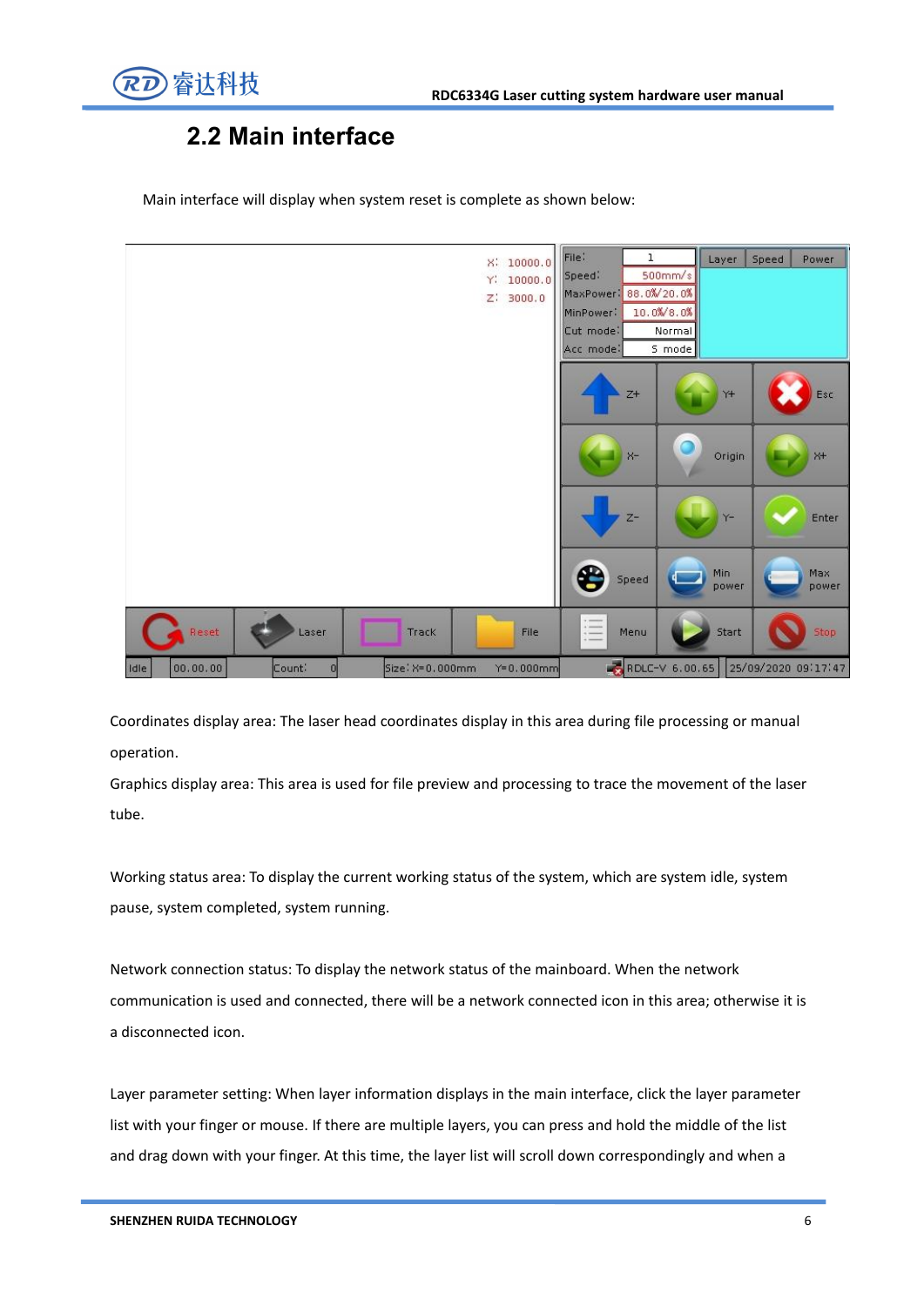## 2.2 Main interface

Main interface will display when system reset is complete as shown below:

Coordinates display area: The laser head coordinates display in this area during file processing or manual operation.

Graphics display area: This area is used for file preview and processing to trace the movement of the laser tube.

Working status area: To display the current working status of the system, which are system idle, system pause, system completed, system running.

Network connection status: To display the network status of the mainboard. When the network communication is used and connected, there will be a network connected icon in this area; otherwise it is a disconnected icon.

Layer parameter setting: When layer information displays in the main interface, click the layer parameter list with your finger or mouse. If there are multiple layers, you can press and hold the middle of the list and drag down with your finger. At this time, the layer list will scroll down correspondingly and when a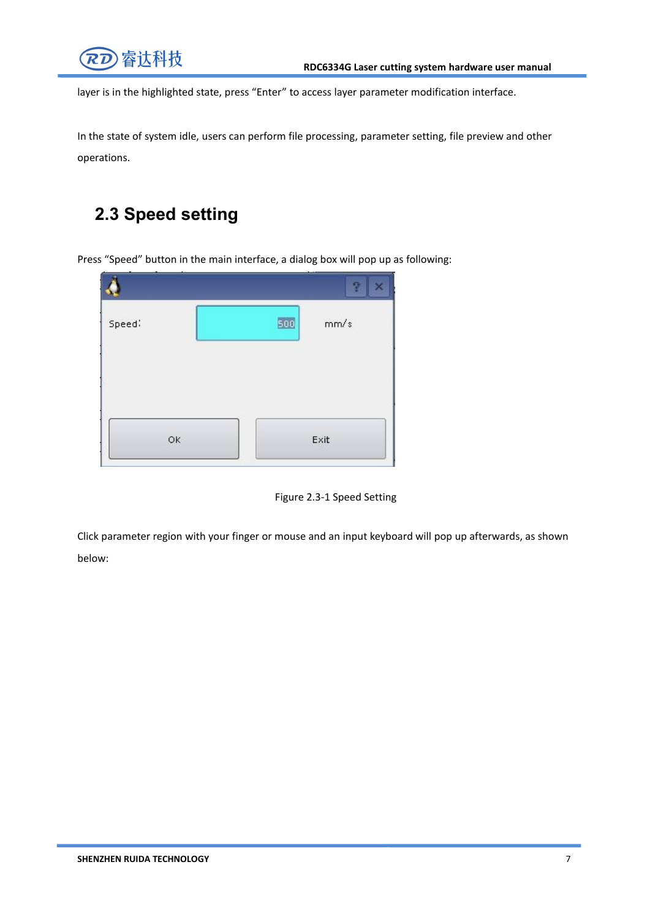layer is in the highlighted state, press “Enter” to access layer parameter modification interface.

In the state of system idle, users can perform file processing, parameter setting, file preview and other operations.

## 2.3 Speed setting

Press “Speed” button in the main interface, a dialog box will pop up as following:

Figure 2.3-1 Speed Setting

Click parameter region with your finger or mouse and an input keyboard will pop up afterwards, as shown below: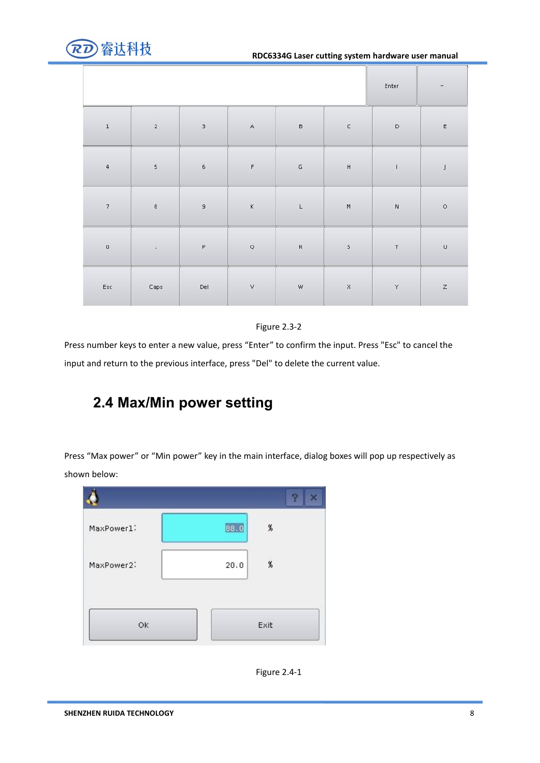Figure 2.3-2

Press number keys to enter a new value, press “Enter” to confirm the input. Press "Esc" to cancel the input and return to the previous interface, press "Del" to delete the current value.

## 2.4 Max/Min power setting

Press “Max power” or “Min power” key in the main interface, dialog boxes will pop up respectively as shown below:

Figure 2.4-1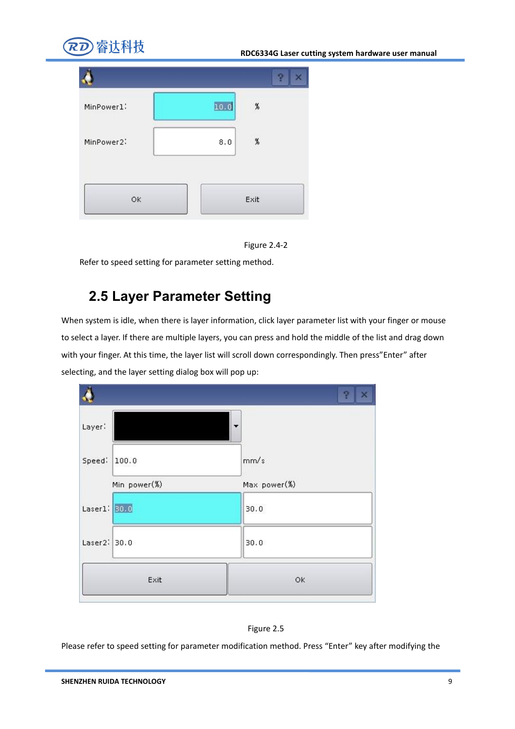Figure 2.4-2

Refer to speed setting for parameter setting method.

## 2.5 Layer Parameter Setting

When system is idle, when there is layer information, click layer parameter list with your finger or mouse to select a layer. If there are multiple layers, you can press and hold the middle of the list and drag down with your finger. At this time, the layer list will scroll down correspondingly. Then press"Enter" after selecting, and the layer setting dialog box will pop up:

Figure 2.5

Please refer to speed setting for parameter modification method. Press "Enter" key after modifying the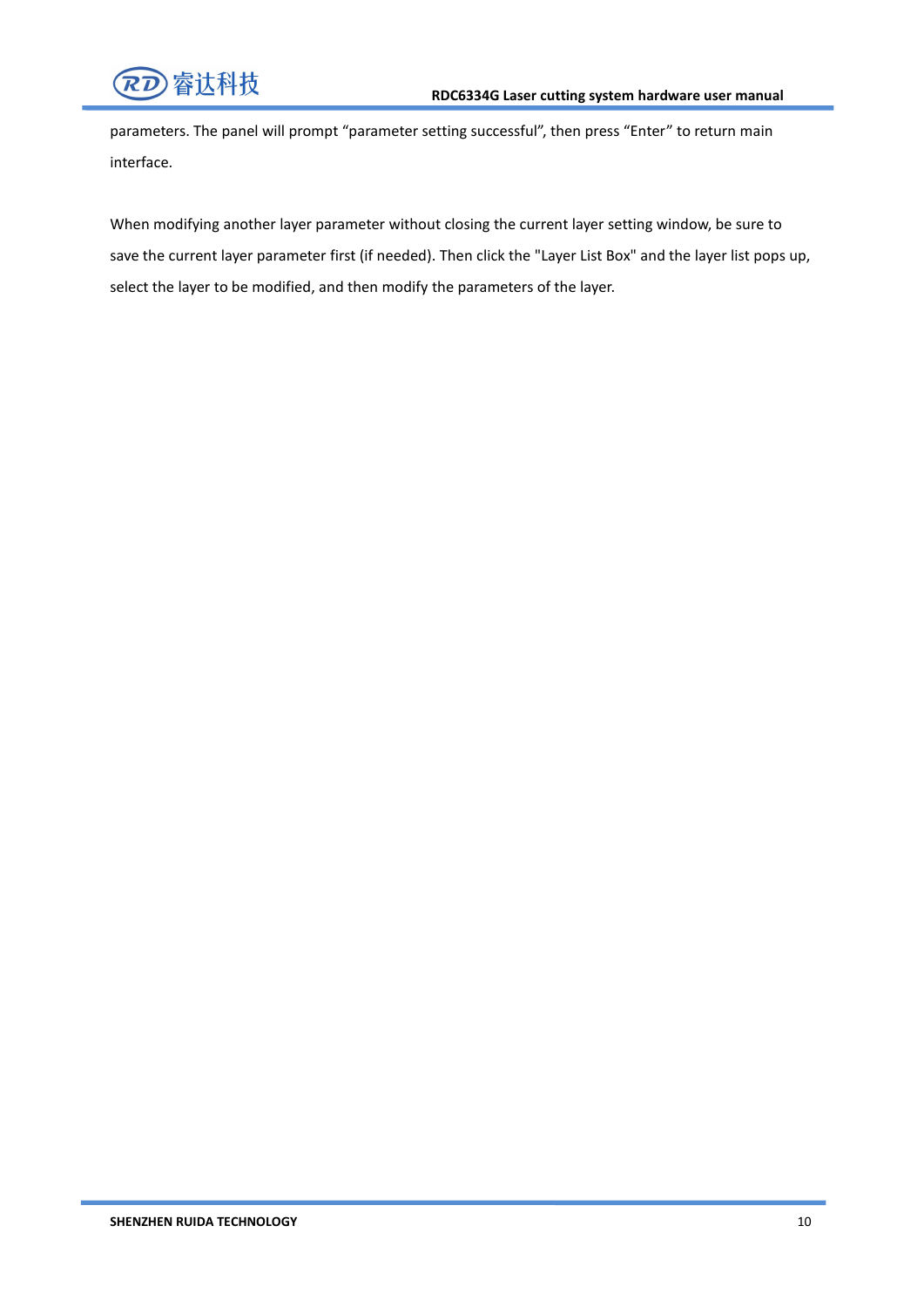parameters. The panel will prompt “parameter setting successful”, then press “Enter” to return main interface.

When modifying another layer parameter without closing the current layer setting window, be sure to save the current layer parameter first (if needed). Then click the "Layer List Box" and the layer list pops up, select the layer to be modified, and then modify the parameters of the layer.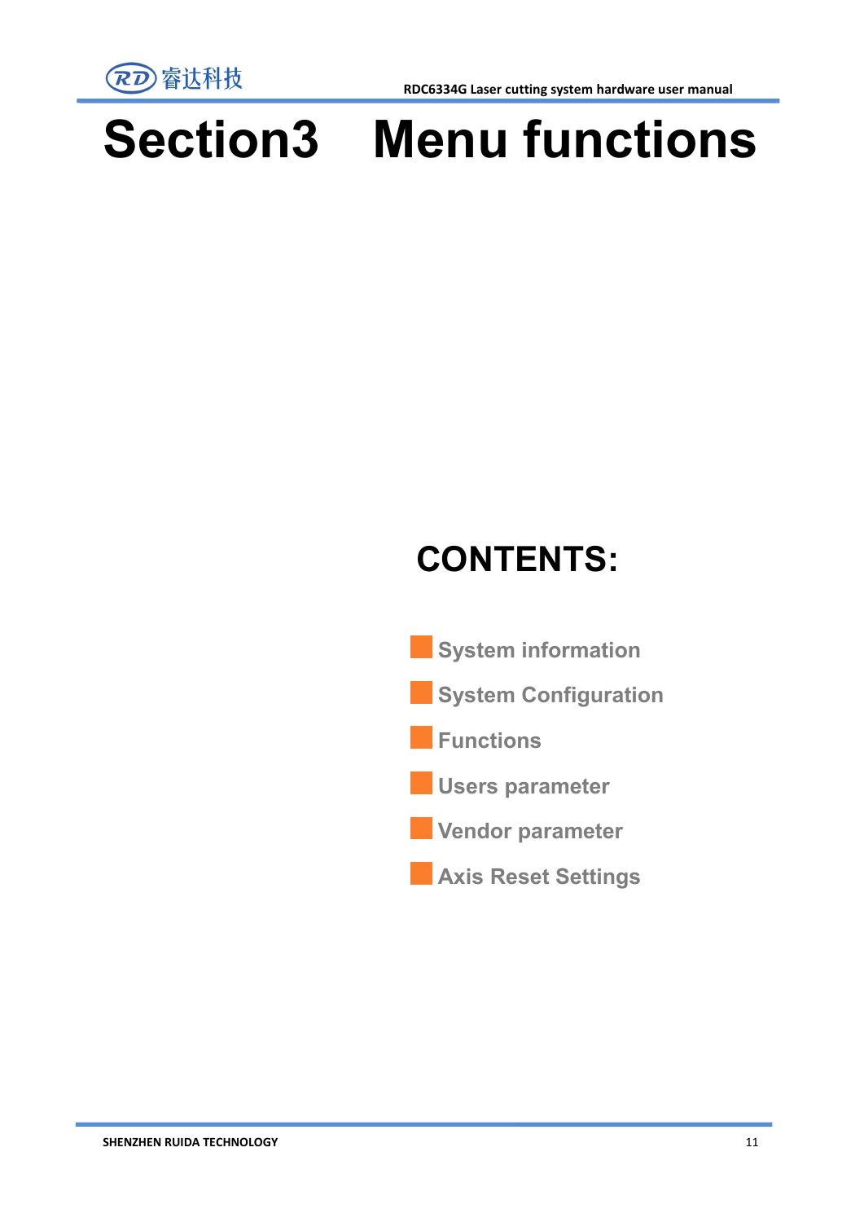# Section3 Menu functions

## CONTENTS:

- System information
- System Configuration
- Functions
- Users parameter
- Vendor parameter
- Axis Reset Settings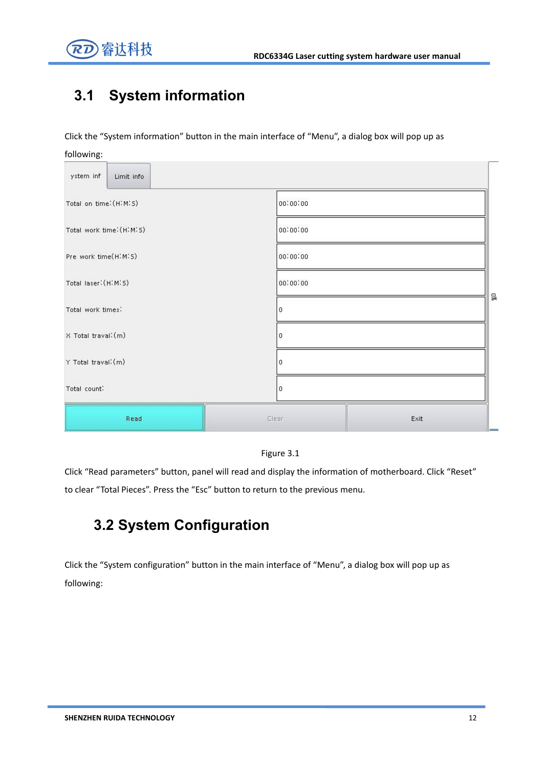## 3.1 System information

Click the "System information" button in the main interface of "Menu", a dialog box will pop up as following:

| ystem inf | Limit info |
|---|---|
| Total on time:(H:M:S) | 00:00:00 |
| Total work time:(H:M:S) | 00:00:00 |
| Pre work time(H:M:S) | 00:00:00 |
| Total laser:(H:M:S) | 00:00:00 |
| Total work times: | 0 |
| X Total travel:(m) | 0 |
| Y Total travel:(m) | 0 |
| Total count: | 0 |

Read | Clear | Exit

Figure 3.1

Click "Read parameters" button, panel will read and display the information of motherboard. Click "Reset" to clear "Total Pieces". Press the "Esc" button to return to the previous menu.

## 3.2 System Configuration

Click the "System configuration" button in the main interface of "Menu", a dialog box will pop up as following: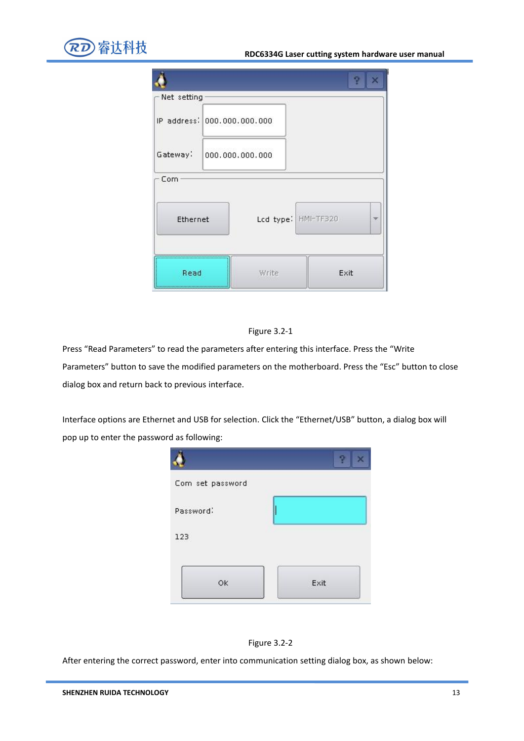Figure 3.2-1

Press “Read Parameters” to read the parameters after entering this interface. Press the “Write Parameters” button to save the modified parameters on the motherboard. Press the “Esc” button to close dialog box and return back to previous interface.

Interface options are Ethernet and USB for selection. Click the “Ethernet/USB” button, a dialog box will pop up to enter the password as following:

Figure 3.2-2

After entering the correct password, enter into communication setting dialog box, as shown below: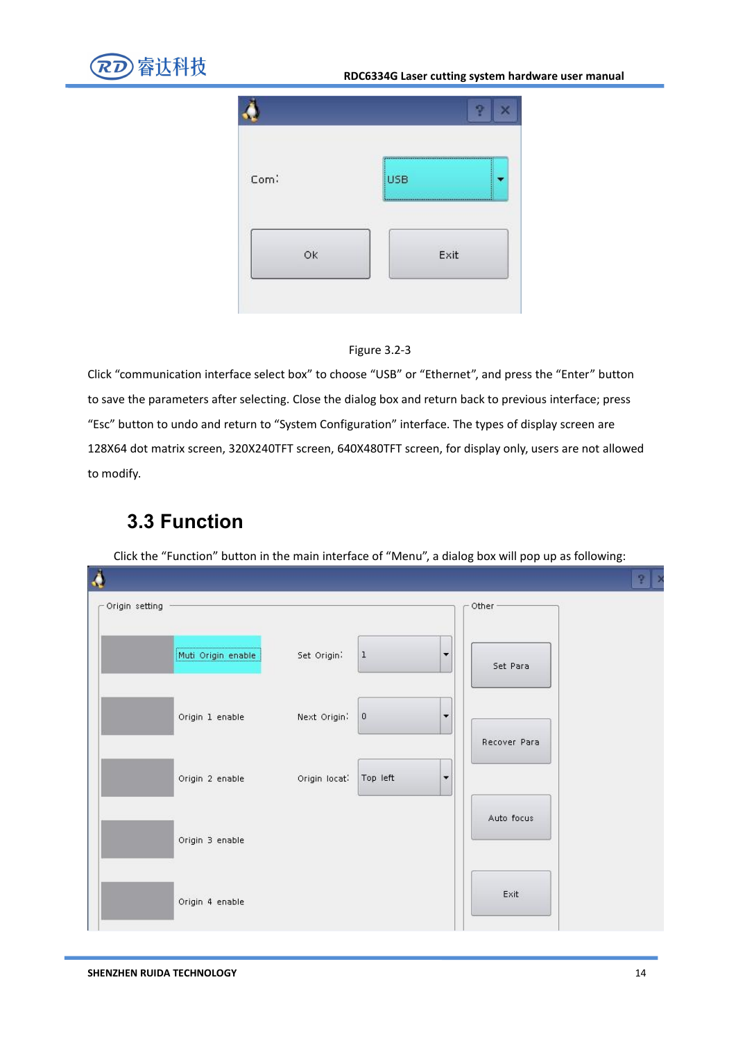Figure 3.2-3

Click “communication interface select box” to choose “USB” or “Ethernet”, and press the “Enter” button to save the parameters after selecting. Close the dialog box and return back to previous interface; press “Esc” button to undo and return to “System Configuration” interface. The types of display screen are 128X64 dot matrix screen, 320X240TFT screen, 640X480TFT screen, for display only, users are not allowed to modify.

## 3.3 Function

Click the “Function” button in the main interface of “Menu”, a dialog box will pop up as following: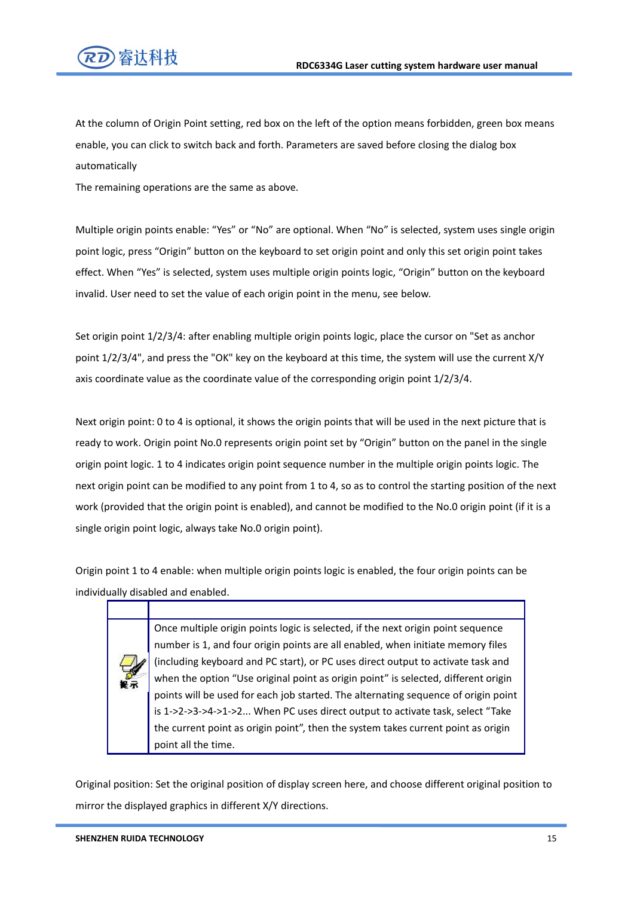At the column of Origin Point setting, red box on the left of the option means forbidden, green box means enable, you can click to switch back and forth. Parameters are saved before closing the dialog box automatically

The remaining operations are the same as above.

Multiple origin points enable: “Yes” or “No” are optional. When “No” is selected, system uses single origin point logic, press “Origin” button on the keyboard to set origin point and only this set origin point takes effect. When “Yes” is selected, system uses multiple origin points logic, “Origin” button on the keyboard invalid. User need to set the value of each origin point in the menu, see below.

Set origin point 1/2/3/4: after enabling multiple origin points logic, place the cursor on "Set as anchor point 1/2/3/4", and press the "OK" key on the keyboard at this time, the system will use the current X/Y axis coordinate value as the coordinate value of the corresponding origin point 1/2/3/4.

Next origin point: 0 to 4 is optional, it shows the origin points that will be used in the next picture that is ready to work. Origin point No.0 represents origin point set by “Origin” button on the panel in the single origin point logic. 1 to 4 indicates origin point sequence number in the multiple origin points logic. The next origin point can be modified to any point from 1 to 4, so as to control the starting position of the next work (provided that the origin point is enabled), and cannot be modified to the No.0 origin point (if it is a single origin point logic, always take No.0 origin point).

Origin point 1 to 4 enable: when multiple origin points logic is enabled, the four origin points can be individually disabled and enabled.

| | |
|---|---|
| 提示 | Once multiple origin points logic is selected, if the next origin point sequence number is 1, and four origin points are all enabled, when initiate memory files (including keyboard and PC start), or PC uses direct output to activate task and when the option “Use original point as origin point” is selected, different origin points will be used for each job started. The alternating sequence of origin point is 1->2->3->4->1->2... When PC uses direct output to activate task, select “Take the current point as origin point”, then the system takes current point as origin point all the time. |

Original position: Set the original position of display screen here, and choose different original position to mirror the displayed graphics in different X/Y directions.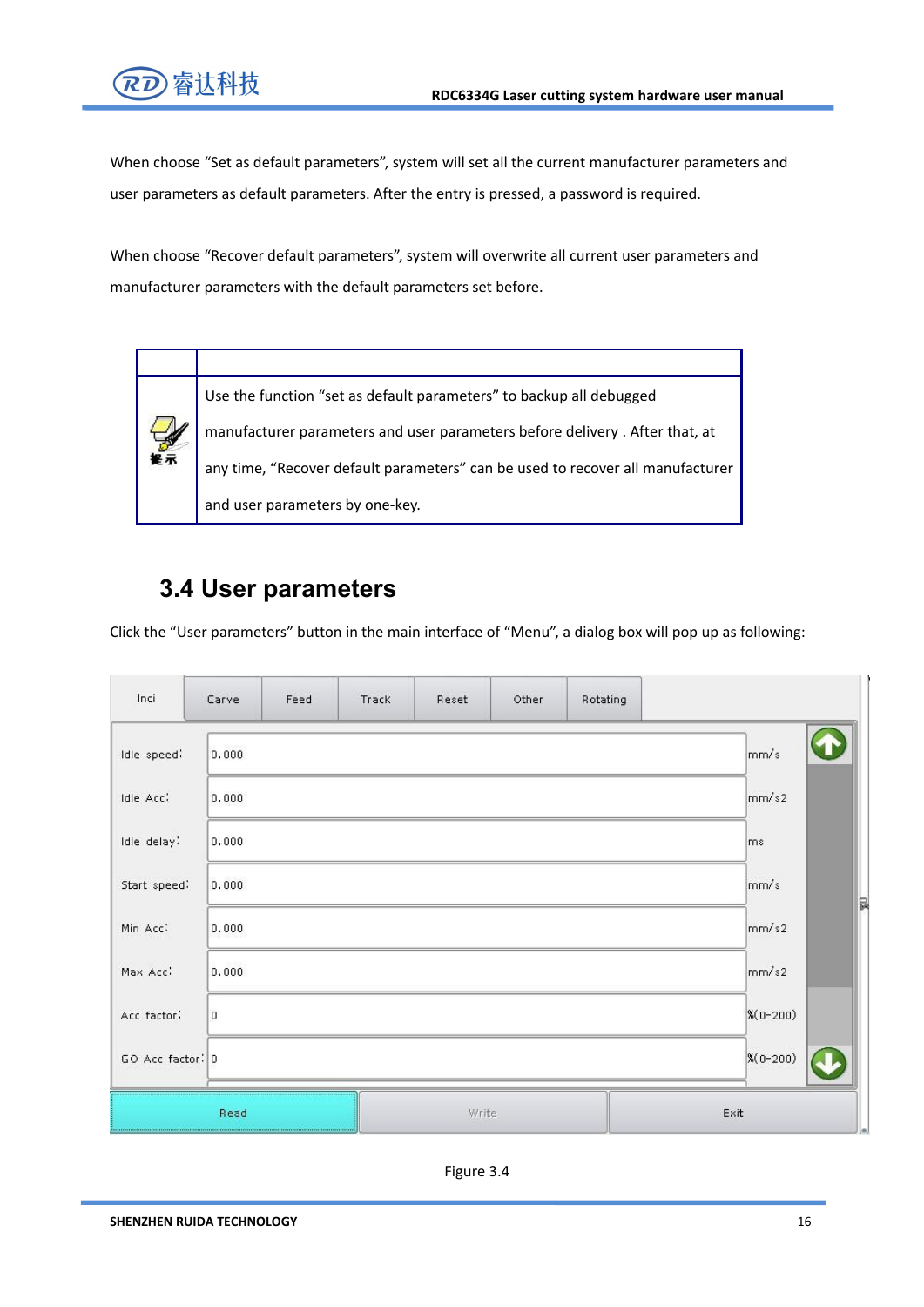When choose “Set as default parameters”, system will set all the current manufacturer parameters and user parameters as default parameters. After the entry is pressed, a password is required.

When choose “Recover default parameters”, system will overwrite all current user parameters and manufacturer parameters with the default parameters set before.

| | |
|---|---|
| 提示 | Use the function “set as default parameters” to backup all debugged manufacturer parameters and user parameters before delivery . After that, at any time, “Recover default parameters” can be used to recover all manufacturer and user parameters by one-key. |

## 3.4 User parameters

Click the “User parameters” button in the main interface of “Menu”, a dialog box will pop up as following:

| Inci | Carve | Feed | Track | Reset | Other | Rotating |
|---|---|---|---|---|---|---|

| Parameter | Value | Unit |
|---|---|---|
| Idle speed: | 0.000 | mm/s |
| Idle Acc: | 0.000 | mm/s2 |
| Idle delay: | 0.000 | ms |
| Start speed: | 0.000 | mm/s |
| Min Acc: | 0.000 | mm/s2 |
| Max Acc: | 0.000 | mm/s2 |
| Acc factor: | 0 | %(0-200) |
| GO Acc factor: | 0 | %(0-200) |

Read | Write | Exit

Figure 3.4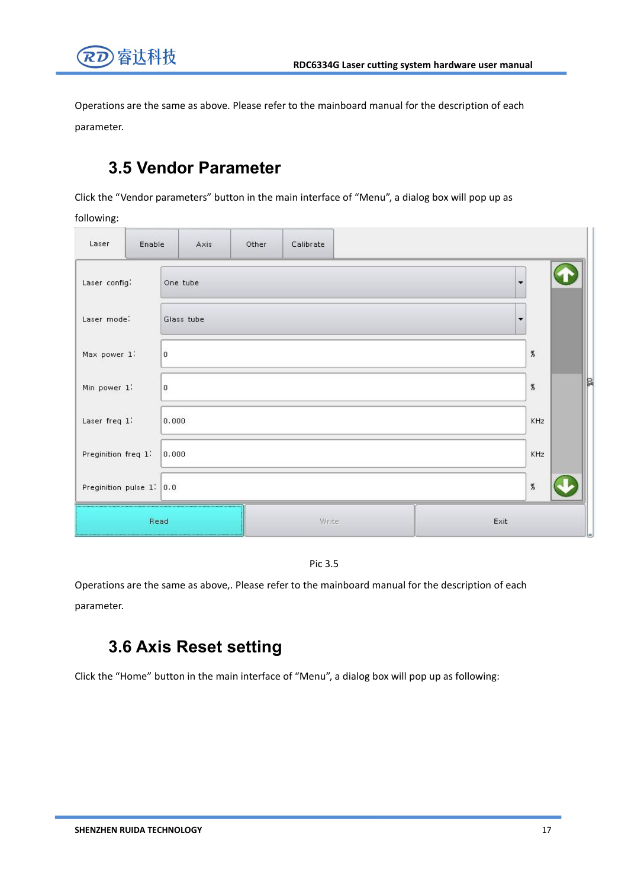Operations are the same as above. Please refer to the mainboard manual for the description of each parameter.

## 3.5 Vendor Parameter

Click the "Vendor parameters" button in the main interface of "Menu", a dialog box will pop up as following:

Pic 3.5

Operations are the same as above,. Please refer to the mainboard manual for the description of each parameter.

## 3.6 Axis Reset setting

Click the "Home" button in the main interface of "Menu", a dialog box will pop up as following: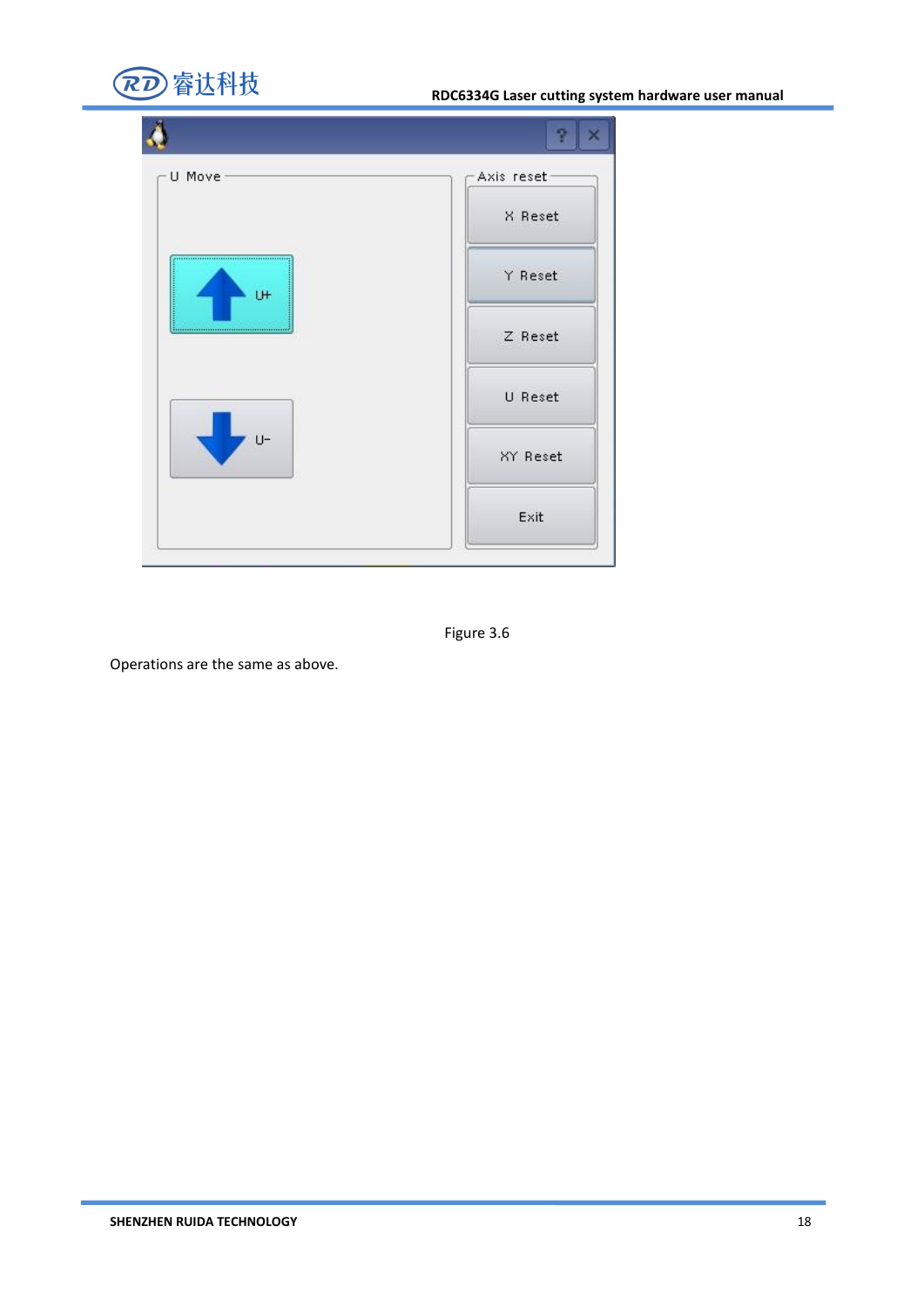Figure 3.6

Operations are the same as above.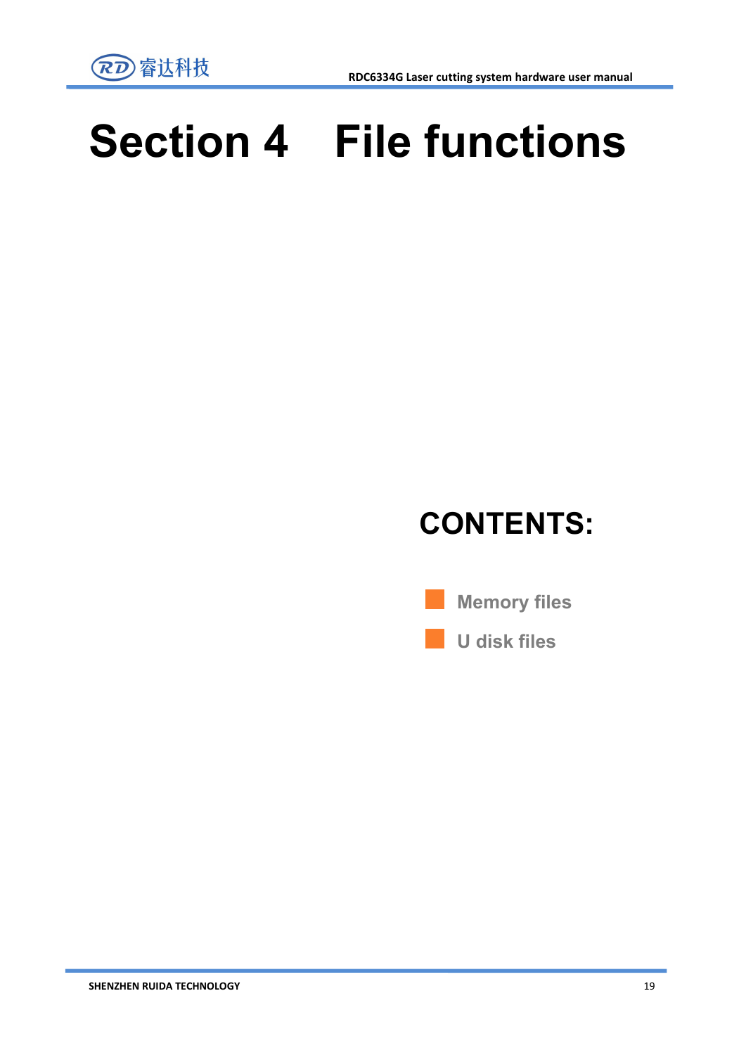# Section 4　File functions

## CONTENTS:

- Memory files
- U disk files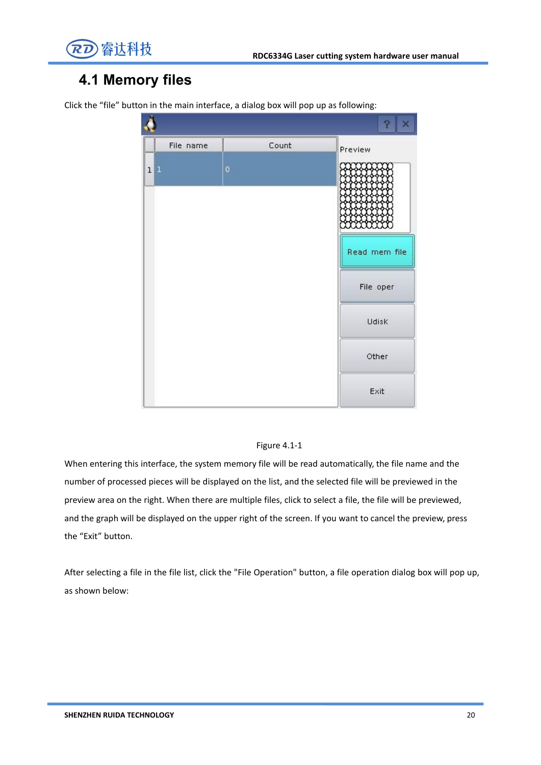## 4.1 Memory files

Click the “file” button in the main interface, a dialog box will pop up as following:

Figure 4.1-1

When entering this interface, the system memory file will be read automatically, the file name and the number of processed pieces will be displayed on the list, and the selected file will be previewed in the preview area on the right. When there are multiple files, click to select a file, the file will be previewed, and the graph will be displayed on the upper right of the screen. If you want to cancel the preview, press the “Exit” button.

After selecting a file in the file list, click the "File Operation" button, a file operation dialog box will pop up, as shown below: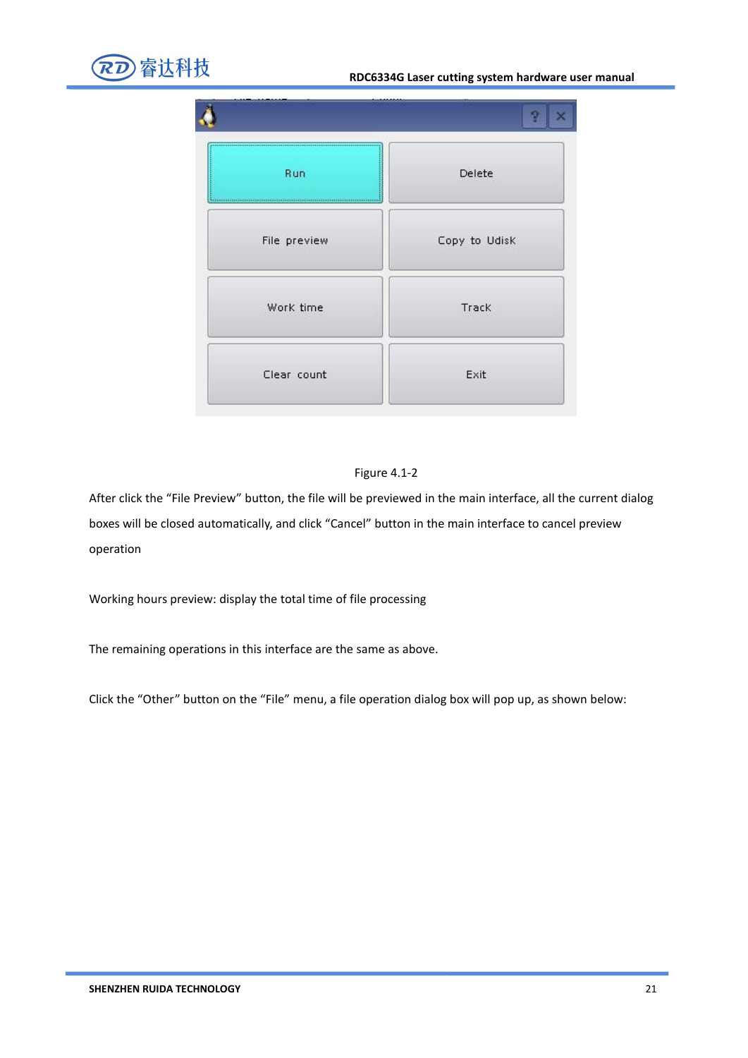| Run | Delete |
| --- | --- |
| File preview | Copy to Udisk |
| Work time | Track |
| Clear count | Exit |

Figure 4.1-2

After click the "File Preview" button, the file will be previewed in the main interface, all the current dialog boxes will be closed automatically, and click "Cancel" button in the main interface to cancel preview operation

Working hours preview: display the total time of file processing

The remaining operations in this interface are the same as above.

Click the "Other" button on the "File" menu, a file operation dialog box will pop up, as shown below: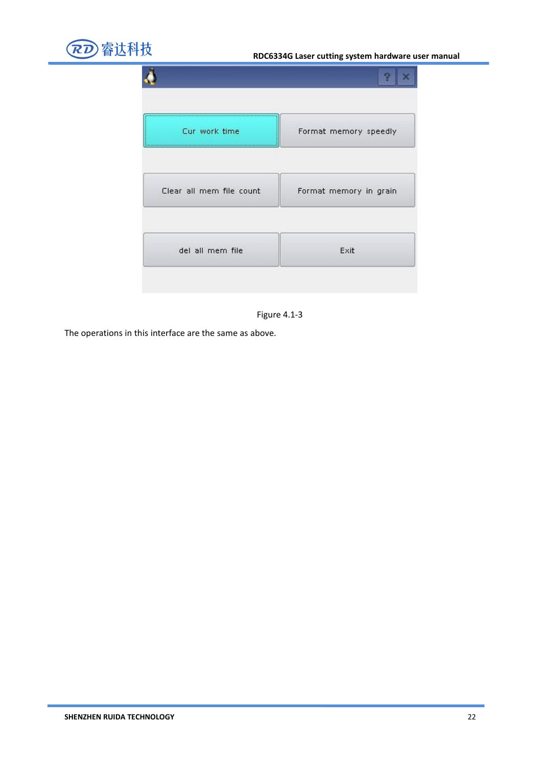| Cur work time | Format memory speedly |
| --- | --- |
| Clear all mem file count | Format memory in grain |
| del all mem file | Exit |

Figure 4.1-3

The operations in this interface are the same as above.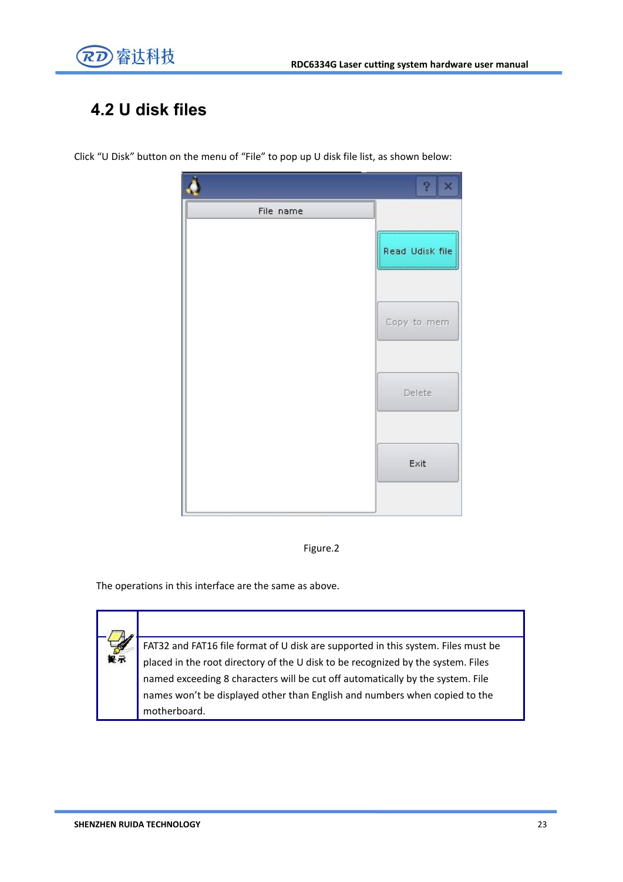## 4.2 U disk files

Click "U Disk" button on the menu of "File" to pop up U disk file list, as shown below:

Figure.2

The operations in this interface are the same as above.

| 提示 | FAT32 and FAT16 file format of U disk are supported in this system. Files must be placed in the root directory of the U disk to be recognized by the system. Files named exceeding 8 characters will be cut off automatically by the system. File names won't be displayed other than English and numbers when copied to the motherboard. |
|---|---|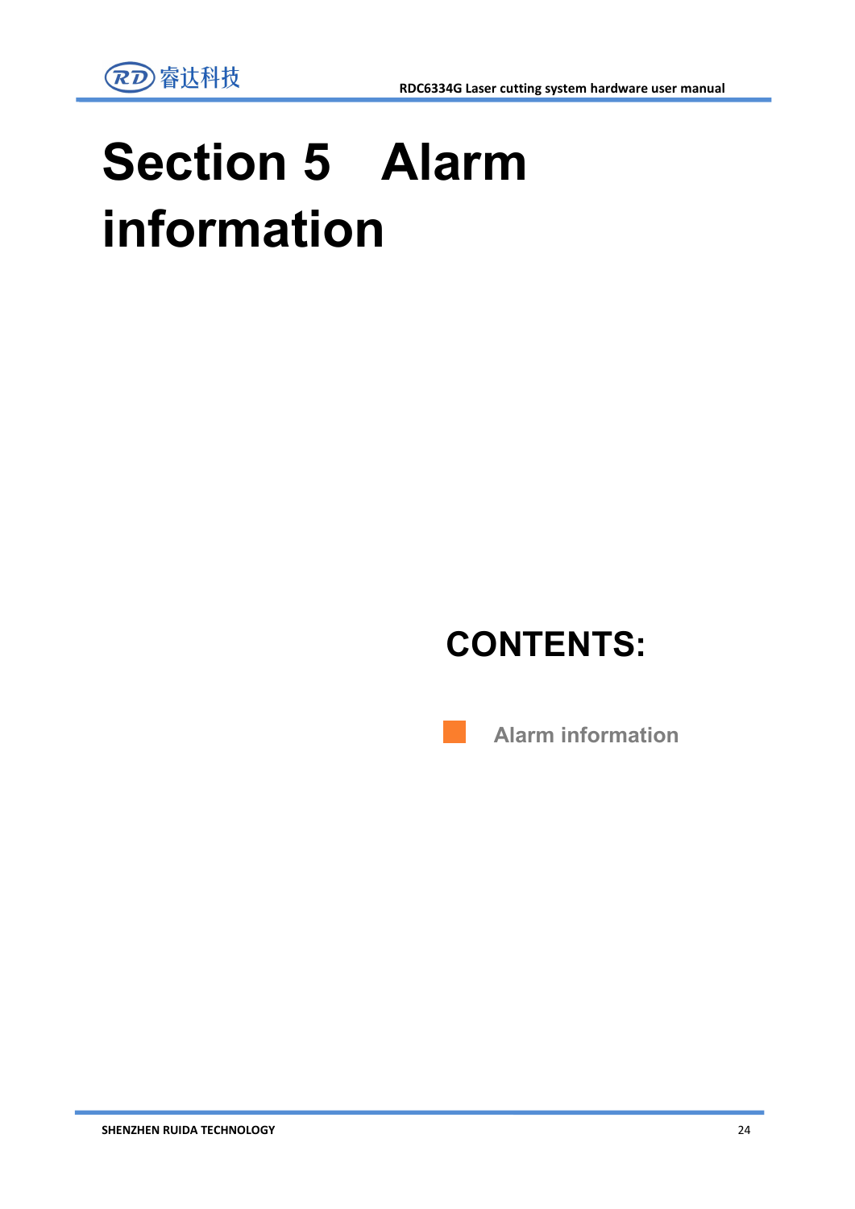# Section 5 Alarm information

## CONTENTS:

- Alarm information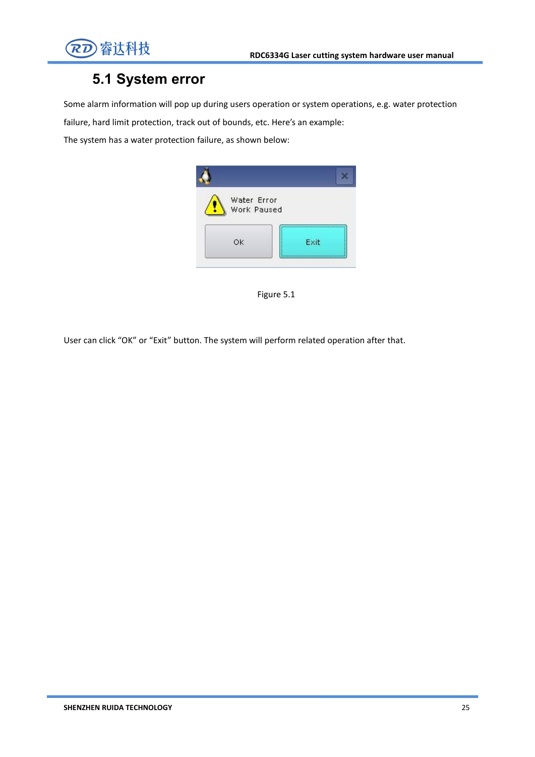## 5.1 System error

Some alarm information will pop up during users operation or system operations, e.g. water protection failure, hard limit protection, track out of bounds, etc. Here's an example:

The system has a water protection failure, as shown below:

Figure 5.1

User can click "OK" or "Exit" button. The system will perform related operation after that.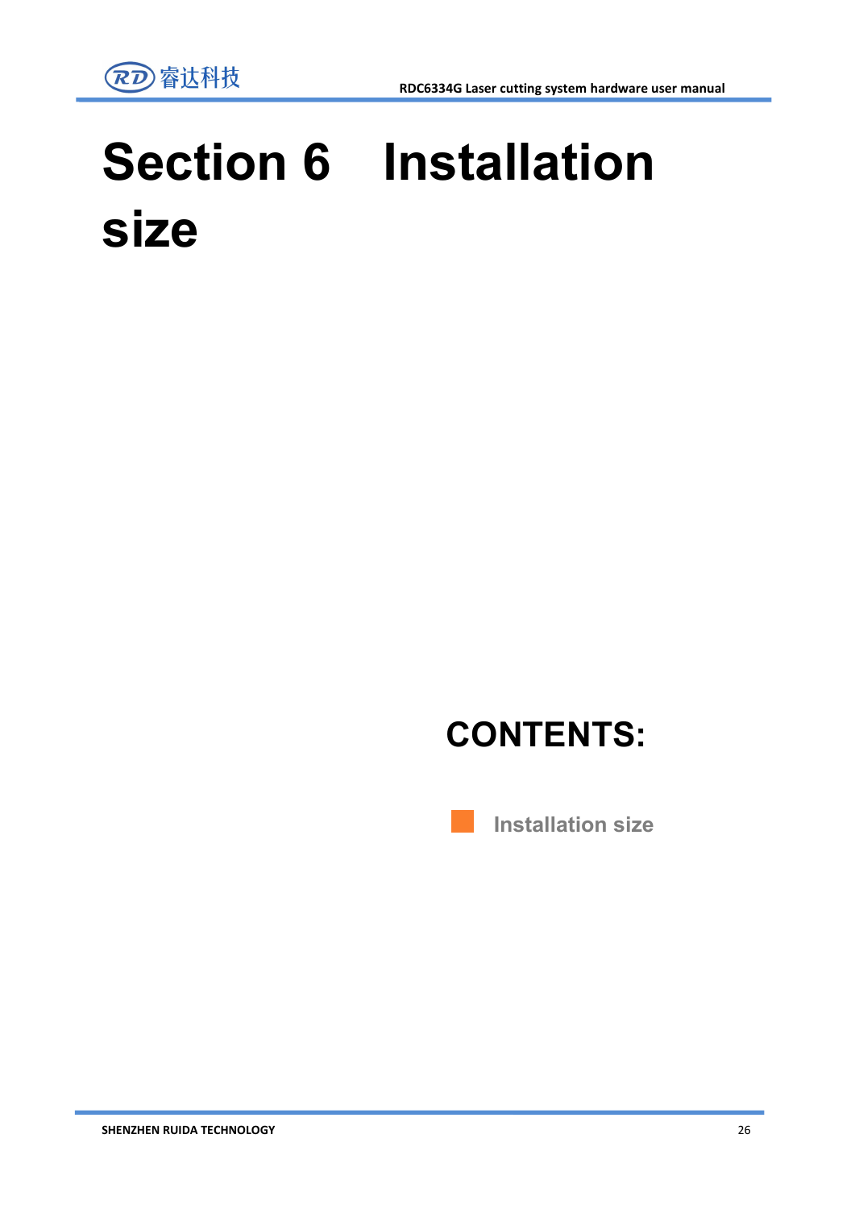# Section 6 Installation size

**CONTENTS:**

- Installation size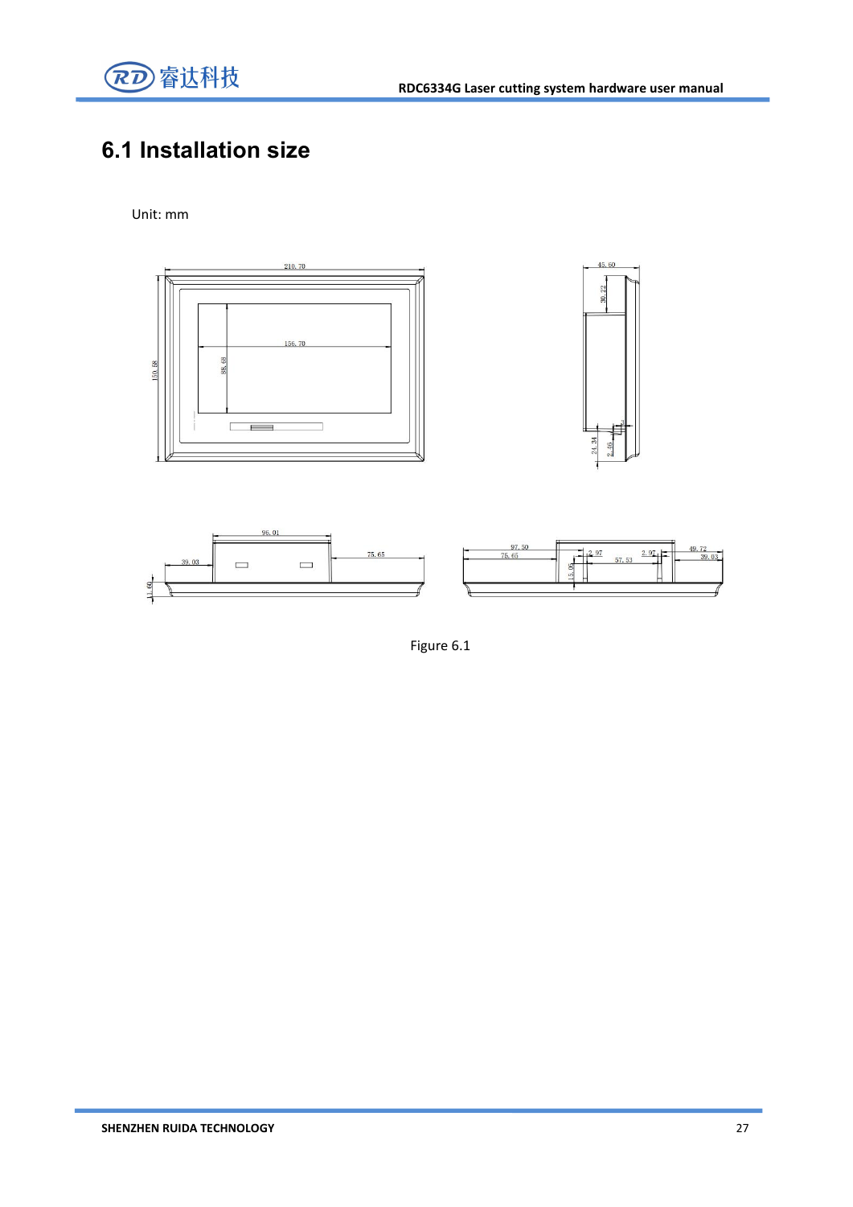# 6.1 Installation size

Unit: mm

Figure 6.1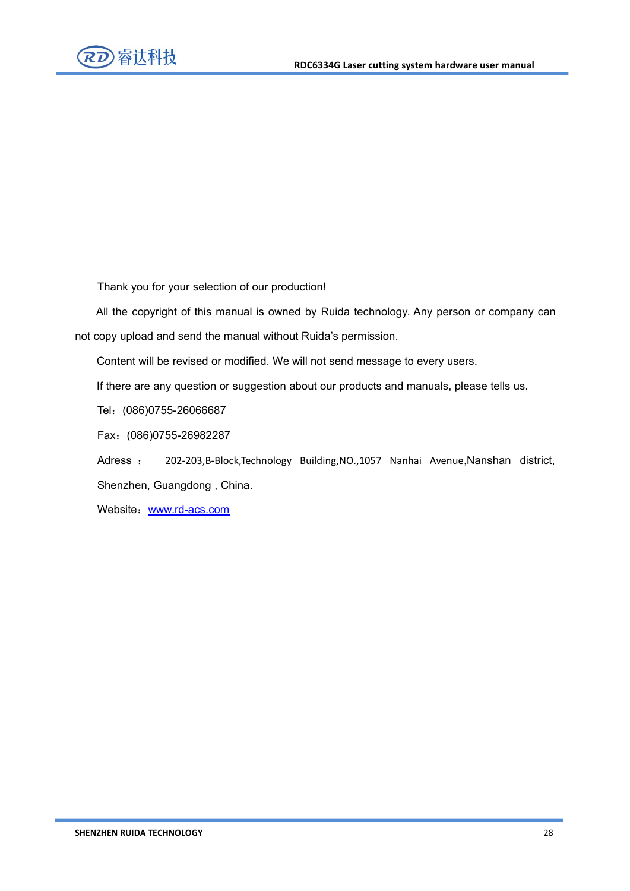Thank you for your selection of our production!

All the copyright of this manual is owned by Ruida technology. Any person or company can not copy upload and send the manual without Ruida's permission.

Content will be revised or modified. We will not send message to every users.

If there are any question or suggestion about our products and manuals, please tells us.

Tel：(086)0755-26066687

Fax：(086)0755-26982287

Adress ： 202-203,B-Block,Technology Building,NO.,1057 Nanhai Avenue,Nanshan district, Shenzhen, Guangdong , China.

Website：www.rd-acs.com